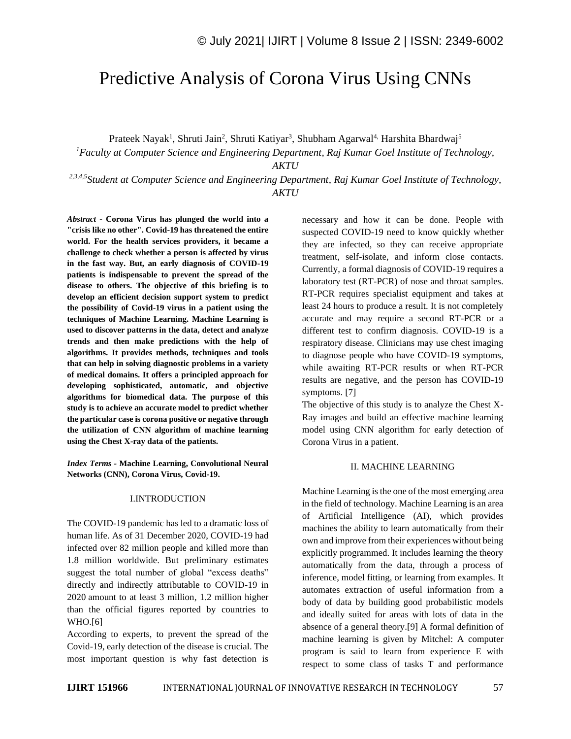# Predictive Analysis of Corona Virus Using CNNs

Prateek Nayak[1], Shruti Jain[2], Shruti Katiyar[3], Shubham Agarwal[4], Harshita Bhardwaj[5]

[1]*Faculty at Computer Science and Engineering Department, Raj Kumar Goel Institute of Technology, AKTU*

[2,3,4,5]*Student at Computer Science and Engineering Department, Raj Kumar Goel Institute of Technology, AKTU*

***Abstract*** **- Corona Virus has plunged the world into a "crisis like no other". Covid-19 has threatened the entire world. For the health services providers, it became a challenge to check whether a person is affected by virus in the fast way. But, an early diagnosis of COVID-19 patients is indispensable to prevent the spread of the disease to others. The objective of this briefing is to develop an efficient decision support system to predict the possibility of Covid-19 virus in a patient using the techniques of Machine Learning. Machine Learning is used to discover patterns in the data, detect and analyze trends and then make predictions with the help of algorithms. It provides methods, techniques and tools that can help in solving diagnostic problems in a variety of medical domains. It offers a principled approach for developing sophisticated, automatic, and objective algorithms for biomedical data. The purpose of this study is to achieve an accurate model to predict whether the particular case is corona positive or negative through the utilization of CNN algorithm of machine learning using the Chest X-ray data of the patients.**

***Index Terms*** **- Machine Learning, Convolutional Neural Networks (CNN), Corona Virus, Covid-19.**

## I.INTRODUCTION

The COVID-19 pandemic has led to a dramatic loss of human life. As of 31 December 2020, COVID-19 had infected over 82 million people and killed more than 1.8 million worldwide. But preliminary estimates suggest the total number of global "excess deaths" directly and indirectly attributable to COVID-19 in 2020 amount to at least 3 million, 1.2 million higher than the official figures reported by countries to WHO.[6]

According to experts, to prevent the spread of the Covid-19, early detection of the disease is crucial. The most important question is why fast detection is necessary and how it can be done. People with suspected COVID-19 need to know quickly whether they are infected, so they can receive appropriate treatment, self-isolate, and inform close contacts. Currently, a formal diagnosis of COVID-19 requires a laboratory test (RT-PCR) of nose and throat samples. RT-PCR requires specialist equipment and takes at least 24 hours to produce a result. It is not completely accurate and may require a second RT-PCR or a different test to confirm diagnosis. COVID-19 is a respiratory disease. Clinicians may use chest imaging to diagnose people who have COVID-19 symptoms, while awaiting RT-PCR results or when RT-PCR results are negative, and the person has COVID-19 symptoms. [7]

The objective of this study is to analyze the Chest X-Ray images and build an effective machine learning model using CNN algorithm for early detection of Corona Virus in a patient.

## II. MACHINE LEARNING

Machine Learning is the one of the most emerging area in the field of technology. Machine Learning is an area of Artificial Intelligence (AI), which provides machines the ability to learn automatically from their own and improve from their experiences without being explicitly programmed. It includes learning the theory automatically from the data, through a process of inference, model fitting, or learning from examples. It automates extraction of useful information from a body of data by building good probabilistic models and ideally suited for areas with lots of data in the absence of a general theory.[9] A formal definition of machine learning is given by Mitchel: A computer program is said to learn from experience E with respect to some class of tasks T and performance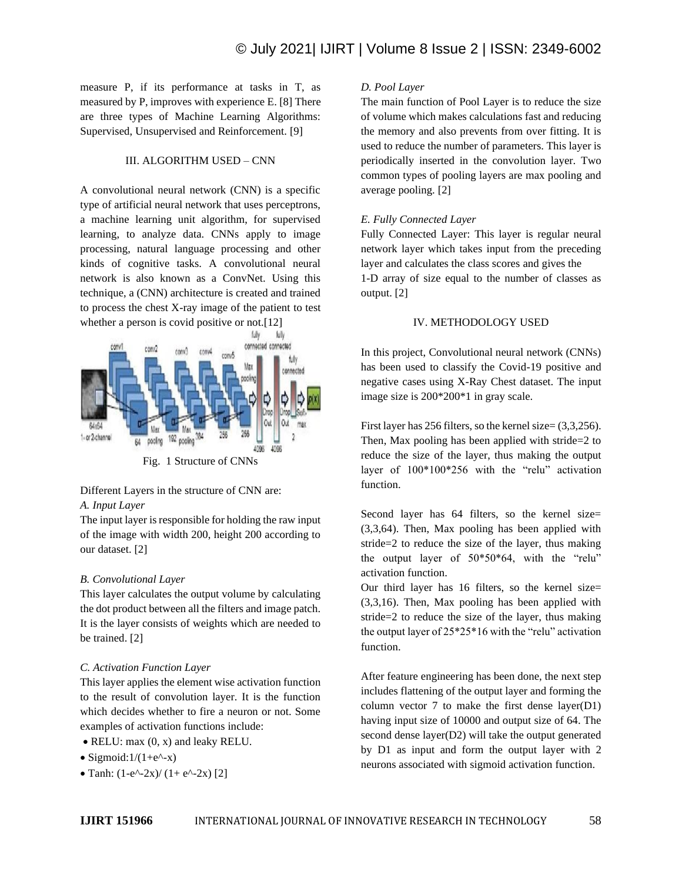measure P, if its performance at tasks in T, as measured by P, improves with experience E. [8] There are three types of Machine Learning Algorithms: Supervised, Unsupervised and Reinforcement. [9]

## III. ALGORITHM USED – CNN

A convolutional neural network (CNN) is a specific type of artificial neural network that uses perceptrons, a machine learning unit algorithm, for supervised learning, to analyze data. CNNs apply to image processing, natural language processing and other kinds of cognitive tasks. A convolutional neural network is also known as a ConvNet. Using this technique, a (CNN) architecture is created and trained to process the chest X-ray image of the patient to test whether a person is covid positive or not.[12]

Fig. 1 Structure of CNNs

Different Layers in the structure of CNN are:

### *A. Input Layer*

The input layer is responsible for holding the raw input of the image with width 200, height 200 according to our dataset. [2]

### *B. Convolutional Layer*

This layer calculates the output volume by calculating the dot product between all the filters and image patch. It is the layer consists of weights which are needed to be trained. [2]

### *C. Activation Function Layer*

This layer applies the element wise activation function to the result of convolution layer. It is the function which decides whether to fire a neuron or not. Some examples of activation functions include:

- RELU: max (0, x) and leaky RELU.
- Sigmoid:1/(1+e^-x)
- Tanh: (1-e^-2x)/ (1+ e^-2x) [2]

### *D. Pool Layer*

The main function of Pool Layer is to reduce the size of volume which makes calculations fast and reducing the memory and also prevents from over fitting. It is used to reduce the number of parameters. This layer is periodically inserted in the convolution layer. Two common types of pooling layers are max pooling and average pooling. [2]

### *E. Fully Connected Layer*

Fully Connected Layer: This layer is regular neural network layer which takes input from the preceding layer and calculates the class scores and gives the 1-D array of size equal to the number of classes as output. [2]

## IV. METHODOLOGY USED

In this project, Convolutional neural network (CNNs) has been used to classify the Covid-19 positive and negative cases using X-Ray Chest dataset. The input image size is 200*200*1 in gray scale.

First layer has 256 filters, so the kernel size= (3,3,256). Then, Max pooling has been applied with stride=2 to reduce the size of the layer, thus making the output layer of 100*100*256 with the "relu" activation function.

Second layer has 64 filters, so the kernel size= (3,3,64). Then, Max pooling has been applied with stride=2 to reduce the size of the layer, thus making the output layer of 50*50*64, with the "relu" activation function.

Our third layer has 16 filters, so the kernel size= (3,3,16). Then, Max pooling has been applied with stride=2 to reduce the size of the layer, thus making the output layer of 25*25*16 with the "relu" activation function.

After feature engineering has been done, the next step includes flattening of the output layer and forming the column vector 7 to make the first dense layer(D1) having input size of 10000 and output size of 64. The second dense layer(D2) will take the output generated by D1 as input and form the output layer with 2 neurons associated with sigmoid activation function.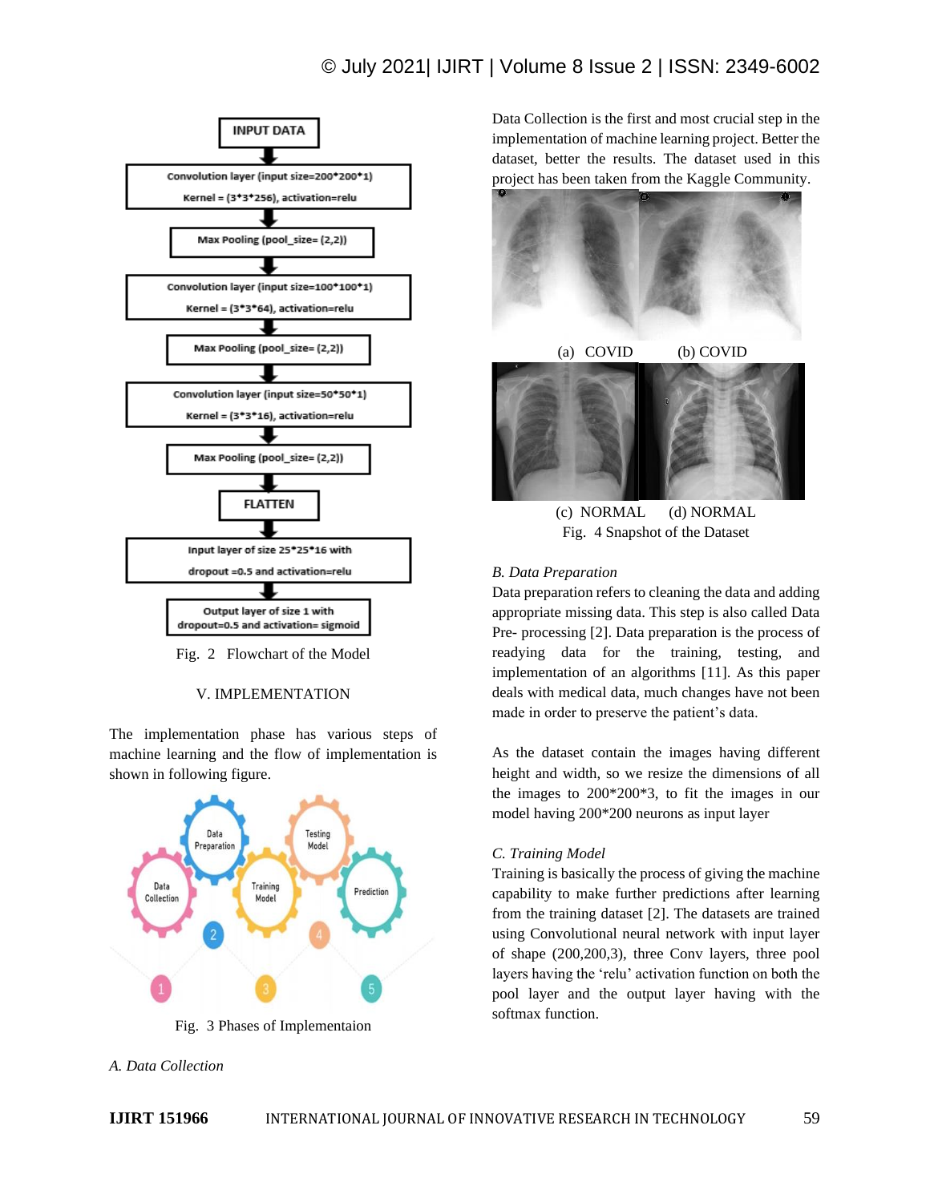INPUT DATA

Convolution layer (input size=200*200*1)
Kernel = (3*3*256), activation=relu

Max Pooling (pool_size= (2,2))

Convolution layer (input size=100*100*1)
Kernel = (3*3*64), activation=relu

Max Pooling (pool_size= (2,2))

Convolution layer (input size=50*50*1)
Kernel = (3*3*16), activation=relu

Max Pooling (pool_size= (2,2))

FLATTEN

Input layer of size 25*25*16 with dropout =0.5 and activation=relu

Output layer of size 1 with dropout=0.5 and activation= sigmoid

Fig. 2 Flowchart of the Model

## V. IMPLEMENTATION

The implementation phase has various steps of machine learning and the flow of implementation is shown in following figure.

Fig. 3 Phases of Implementaion

### A. Data Collection

Data Collection is the first and most crucial step in the implementation of machine learning project. Better the dataset, better the results. The dataset used in this project has been taken from the Kaggle Community.

(a) COVID (b) COVID

(c) NORMAL (d) NORMAL

Fig. 4 Snapshot of the Dataset

### B. Data Preparation

Data preparation refers to cleaning the data and adding appropriate missing data. This step is also called Data Pre- processing [2]. Data preparation is the process of readying data for the training, testing, and implementation of an algorithms [11]. As this paper deals with medical data, much changes have not been made in order to preserve the patient's data.

As the dataset contain the images having different height and width, so we resize the dimensions of all the images to 200*200*3, to fit the images in our model having 200*200 neurons as input layer

### C. Training Model

Training is basically the process of giving the machine capability to make further predictions after learning from the training dataset [2]. The datasets are trained using Convolutional neural network with input layer of shape (200,200,3), three Conv layers, three pool layers having the 'relu' activation function on both the pool layer and the output layer having with the softmax function.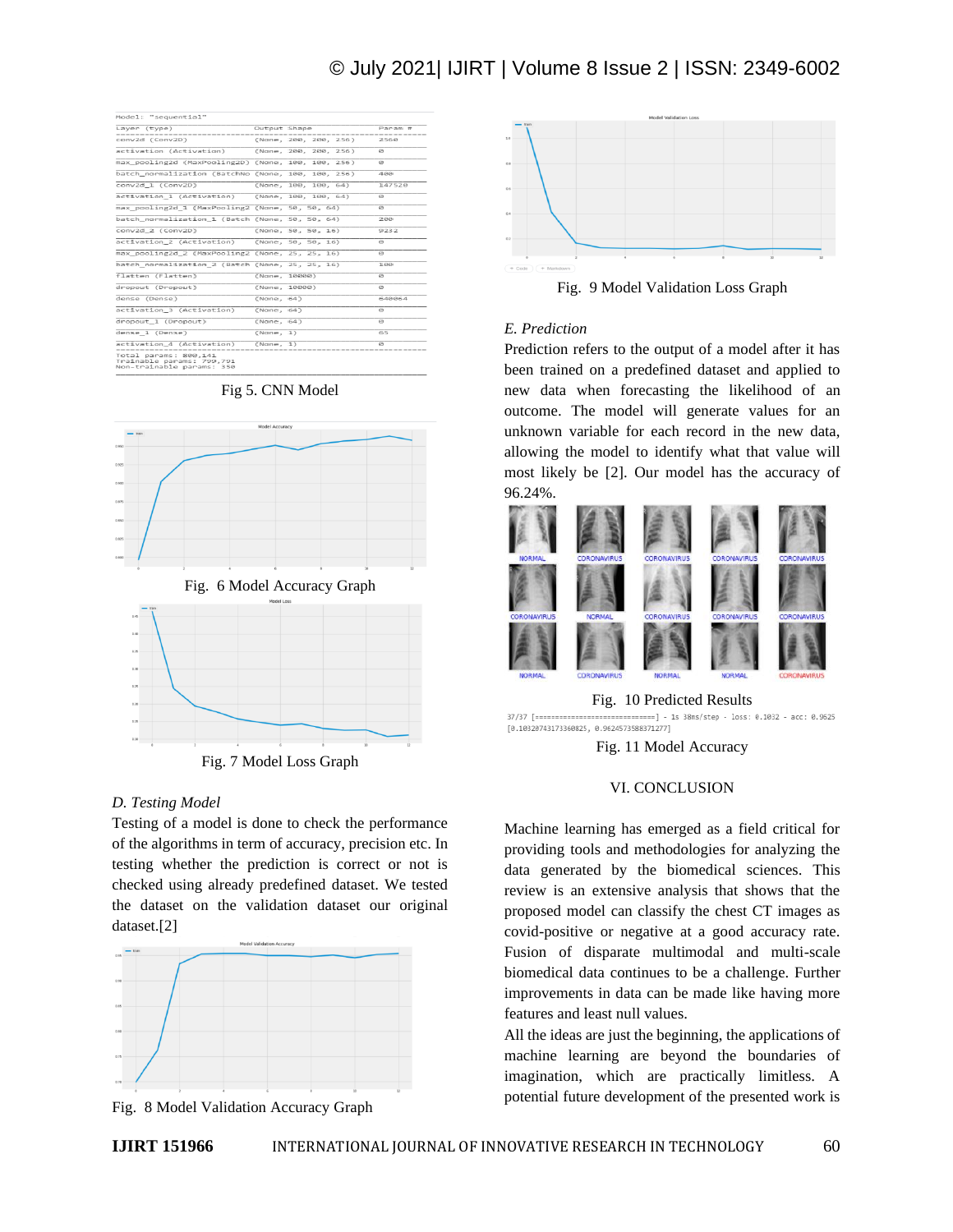| Layer (type) | Output Shape | Param # |
| --- | --- | --- |
| conv2d (Conv2D) | (None, 200, 200, 256) | 2560 |
| activation (Activation) | (None, 200, 200, 256) | 0 |
| max_pooling2d (MaxPooling2D) | (None, 100, 100, 256) | 0 |
| batch_normalization (BatchNo | (None, 100, 100, 256) | 400 |
| conv2d_1 (Conv2D) | (None, 100, 100, 64) | 147520 |
| activation_1 (Activation) | (None, 100, 100, 64) | 0 |
| max_pooling2d_1 (MaxPooling2 | (None, 50, 50, 64) | 0 |
| batch_normalization_1 (Batch | (None, 50, 50, 64) | 200 |
| conv2d_2 (Conv2D) | (None, 50, 50, 16) | 9232 |
| activation_2 (Activation) | (None, 50, 50, 16) | 0 |
| max_pooling2d_2 (MaxPooling2 | (None, 25, 25, 16) | 0 |
| batch_normalization_2 (Batch | (None, 25, 25, 16) | 100 |
| flatten (Flatten) | (None, 10000) | 0 |
| dropout (Dropout) | (None, 10000) | 0 |
| dense (Dense) | (None, 64) | 640064 |
| activation_3 (Activation) | (None, 64) | 0 |
| dropout_1 (Dropout) | (None, 64) | 0 |
| dense_1 (Dense) | (None, 1) | 65 |
| activation_4 (Activation) | (None, 1) | 0 |

Model: "sequential"

Total params: 800,141
Trainable params: 799,791
Non-trainable params: 350

Fig 5. CNN Model

Fig. 6 Model Accuracy Graph

Fig. 7 Model Loss Graph

### D. Testing Model

Testing of a model is done to check the performance of the algorithms in term of accuracy, precision etc. In testing whether the prediction is correct or not is checked using already predefined dataset. We tested the dataset on the validation dataset our original dataset.[2]

Fig. 8 Model Validation Accuracy Graph

Fig. 9 Model Validation Loss Graph

### E. Prediction

Prediction refers to the output of a model after it has been trained on a predefined dataset and applied to new data when forecasting the likelihood of an outcome. The model will generate values for an unknown variable for each record in the new data, allowing the model to identify what that value will most likely be [2]. Our model has the accuracy of 96.24%.

Fig. 10 Predicted Results

```
37/37 [==============================] - 1s 38ms/step - loss: 0.1032 - acc: 0.9625
[0.10320743173360825, 0.9624573588371277]
```

Fig. 11 Model Accuracy

## VI. CONCLUSION

Machine learning has emerged as a field critical for providing tools and methodologies for analyzing the data generated by the biomedical sciences. This review is an extensive analysis that shows that the proposed model can classify the chest CT images as covid-positive or negative at a good accuracy rate. Fusion of disparate multimodal and multi-scale biomedical data continues to be a challenge. Further improvements in data can be made like having more features and least null values.

All the ideas are just the beginning, the applications of machine learning are beyond the boundaries of imagination, which are practically limitless. A potential future development of the presented work is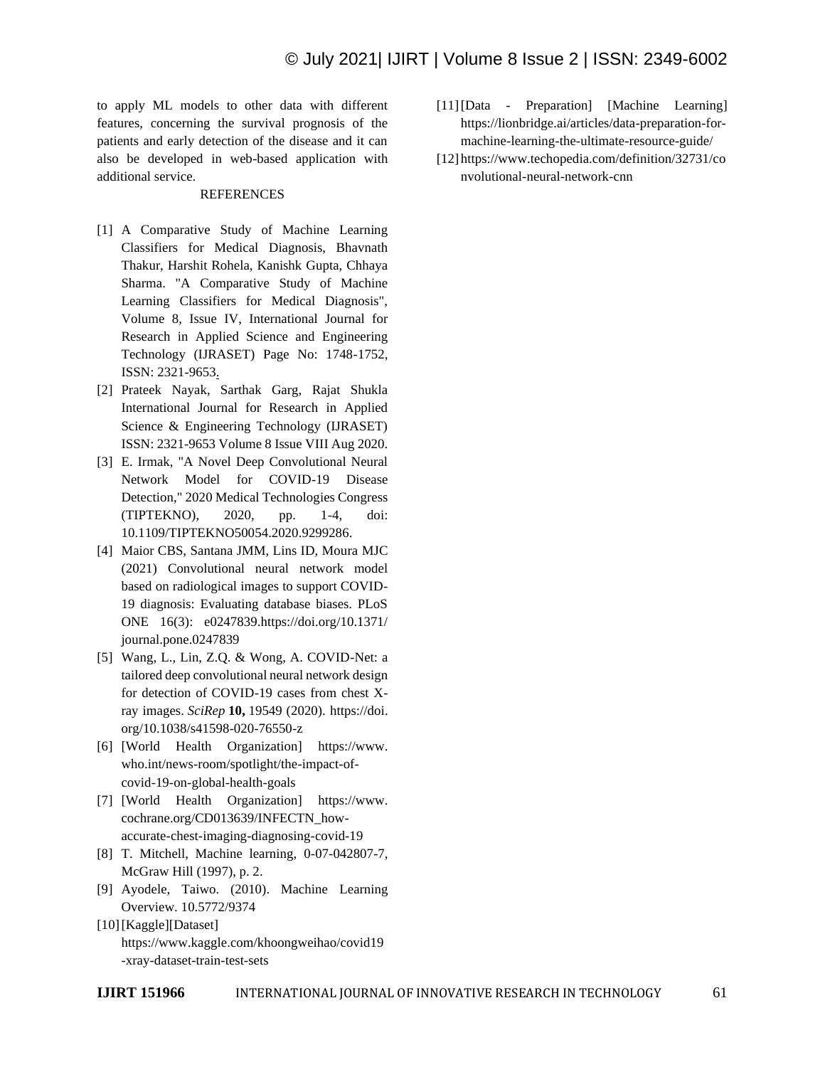to apply ML models to other data with different features, concerning the survival prognosis of the patients and early detection of the disease and it can also be developed in web-based application with additional service.

## REFERENCES

[1] A Comparative Study of Machine Learning Classifiers for Medical Diagnosis, Bhavnath Thakur, Harshit Rohela, Kanishk Gupta, Chhaya Sharma. "A Comparative Study of Machine Learning Classifiers for Medical Diagnosis", Volume 8, Issue IV, International Journal for Research in Applied Science and Engineering Technology (IJRASET) Page No: 1748-1752, ISSN: 2321-9653.

[2] Prateek Nayak, Sarthak Garg, Rajat Shukla International Journal for Research in Applied Science & Engineering Technology (IJRASET) ISSN: 2321-9653 Volume 8 Issue VIII Aug 2020.

[3] E. Irmak, "A Novel Deep Convolutional Neural Network Model for COVID-19 Disease Detection," 2020 Medical Technologies Congress (TIPTEKNO), 2020, pp. 1-4, doi: 10.1109/TIPTEKNO50054.2020.9299286.

[4] Maior CBS, Santana JMM, Lins ID, Moura MJC (2021) Convolutional neural network model based on radiological images to support COVID-19 diagnosis: Evaluating database biases. PLoS ONE 16(3): e0247839.https://doi.org/10.1371/journal.pone.0247839

[5] Wang, L., Lin, Z.Q. & Wong, A. COVID-Net: a tailored deep convolutional neural network design for detection of COVID-19 cases from chest X-ray images. *SciRep* **10,** 19549 (2020). https://doi.org/10.1038/s41598-020-76550-z

[6] [World Health Organization] https://www.who.int/news-room/spotlight/the-impact-of-covid-19-on-global-health-goals

[7] [World Health Organization] https://www.cochrane.org/CD013639/INFECTN_how-accurate-chest-imaging-diagnosing-covid-19

[8] T. Mitchell, Machine learning, 0-07-042807-7, McGraw Hill (1997), p. 2.

[9] Ayodele, Taiwo. (2010). Machine Learning Overview. 10.5772/9374

[10] [Kaggle][Dataset] https://www.kaggle.com/khoongweihao/covid19-xray-dataset-train-test-sets

[11] [Data - Preparation] [Machine Learning] https://lionbridge.ai/articles/data-preparation-for-machine-learning-the-ultimate-resource-guide/

[12] https://www.techopedia.com/definition/32731/convolutional-neural-network-cnn